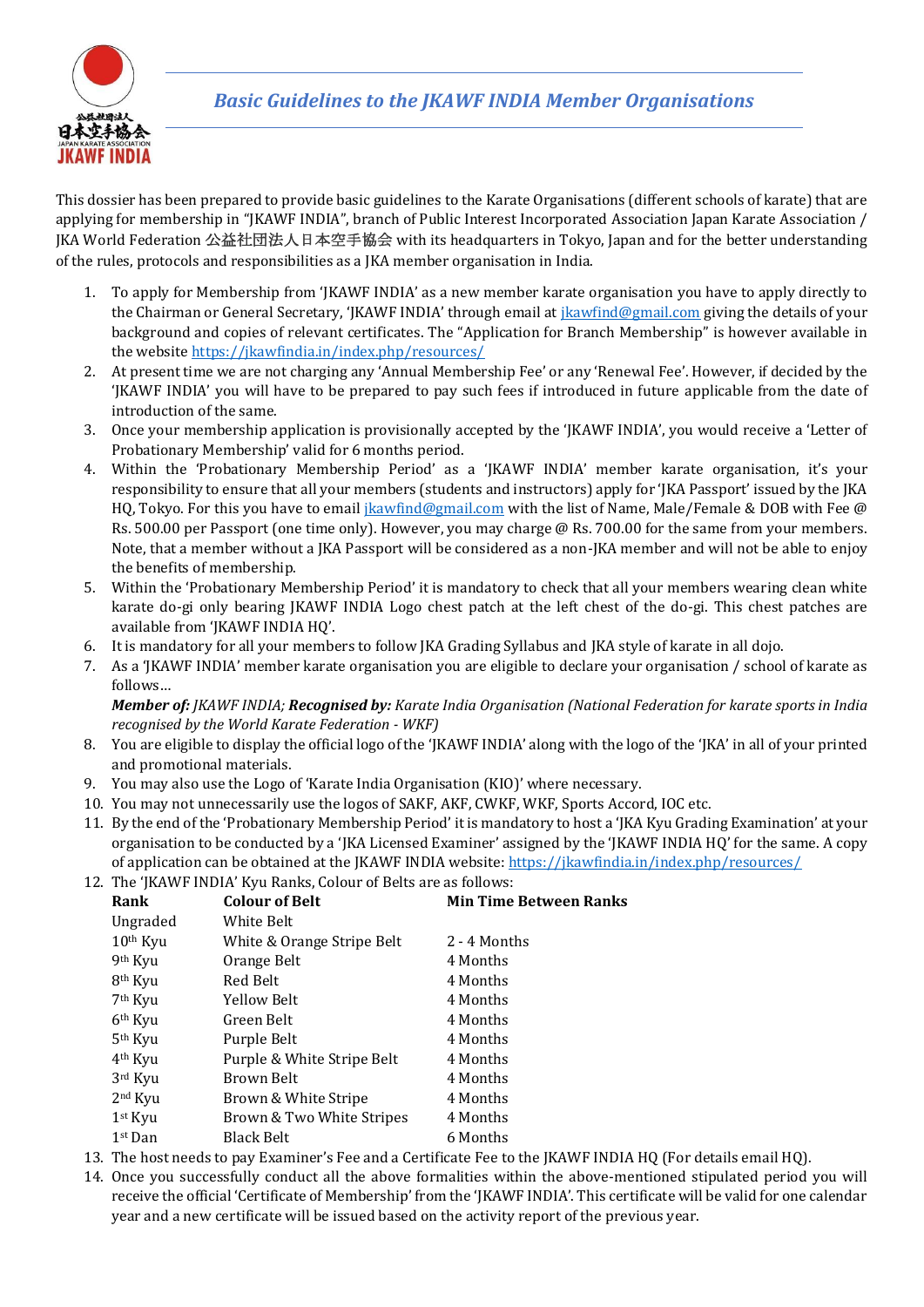# *Basic Guidelines to the JKAWF INDIA Member Organisations*

This dossier has been prepared to provide basic guidelines to the Karate Organisations (different schools of karate) that are applying for membership in "JKAWF INDIA", branch of Public Interest Incorporated Association Japan Karate Association / JKA World Federation 公益社団法人日本空手協会 with its headquarters in Tokyo, Japan and for the better understanding of the rules, protocols and responsibilities as a JKA member organisation in India.

1. To apply for Membership from 'JKAWF INDIA' as a new member karate organisation you have to apply directly to the Chairman or General Secretary, 'JKAWF INDIA' through email at jkawfind@gmail.com giving the details of your background and copies of relevant certificates. The "Application for Branch Membership" is however available in the website https://jkawfindia.in/index.php/resources/
2. At present time we are not charging any 'Annual Membership Fee' or any 'Renewal Fee'. However, if decided by the 'JKAWF INDIA' you will have to be prepared to pay such fees if introduced in future applicable from the date of introduction of the same.
3. Once your membership application is provisionally accepted by the 'JKAWF INDIA', you would receive a 'Letter of Probationary Membership' valid for 6 months period.
4. Within the 'Probationary Membership Period' as a 'JKAWF INDIA' member karate organisation, it's your responsibility to ensure that all your members (students and instructors) apply for 'JKA Passport' issued by the JKA HQ, Tokyo. For this you have to email jkawfind@gmail.com with the list of Name, Male/Female & DOB with Fee @ Rs. 500.00 per Passport (one time only). However, you may charge @ Rs. 700.00 for the same from your members. Note, that a member without a JKA Passport will be considered as a non-JKA member and will not be able to enjoy the benefits of membership.
5. Within the 'Probationary Membership Period' it is mandatory to check that all your members wearing clean white karate do-gi only bearing JKAWF INDIA Logo chest patch at the left chest of the do-gi. This chest patches are available from 'JKAWF INDIA HQ'.
6. It is mandatory for all your members to follow JKA Grading Syllabus and JKA style of karate in all dojo.
7. As a 'JKAWF INDIA' member karate organisation you are eligible to declare your organisation / school of karate as follows…
   ***Member of:*** *JKAWF INDIA;* ***Recognised by:*** *Karate India Organisation (National Federation for karate sports in India recognised by the World Karate Federation - WKF)*
8. You are eligible to display the official logo of the 'JKAWF INDIA' along with the logo of the 'JKA' in all of your printed and promotional materials.
9. You may also use the Logo of 'Karate India Organisation (KIO)' where necessary.
10. You may not unnecessarily use the logos of SAKF, AKF, CWKF, WKF, Sports Accord, IOC etc.
11. By the end of the 'Probationary Membership Period' it is mandatory to host a 'JKA Kyu Grading Examination' at your organisation to be conducted by a 'JKA Licensed Examiner' assigned by the 'JKAWF INDIA HQ' for the same. A copy of application can be obtained at the JKAWF INDIA website: https://jkawfindia.in/index.php/resources/
12. The 'JKAWF INDIA' Kyu Ranks, Colour of Belts are as follows:

| Rank | Colour of Belt | Min Time Between Ranks |
|---|---|---|
| Ungraded | White Belt | |
| 10th Kyu | White & Orange Stripe Belt | 2 - 4 Months |
| 9th Kyu | Orange Belt | 4 Months |
| 8th Kyu | Red Belt | 4 Months |
| 7th Kyu | Yellow Belt | 4 Months |
| 6th Kyu | Green Belt | 4 Months |
| 5th Kyu | Purple Belt | 4 Months |
| 4th Kyu | Purple & White Stripe Belt | 4 Months |
| 3rd Kyu | Brown Belt | 4 Months |
| 2nd Kyu | Brown & White Stripe | 4 Months |
| 1st Kyu | Brown & Two White Stripes | 4 Months |
| 1st Dan | Black Belt | 6 Months |

13. The host needs to pay Examiner's Fee and a Certificate Fee to the JKAWF INDIA HQ (For details email HQ).
14. Once you successfully conduct all the above formalities within the above-mentioned stipulated period you will receive the official 'Certificate of Membership' from the 'JKAWF INDIA'. This certificate will be valid for one calendar year and a new certificate will be issued based on the activity report of the previous year.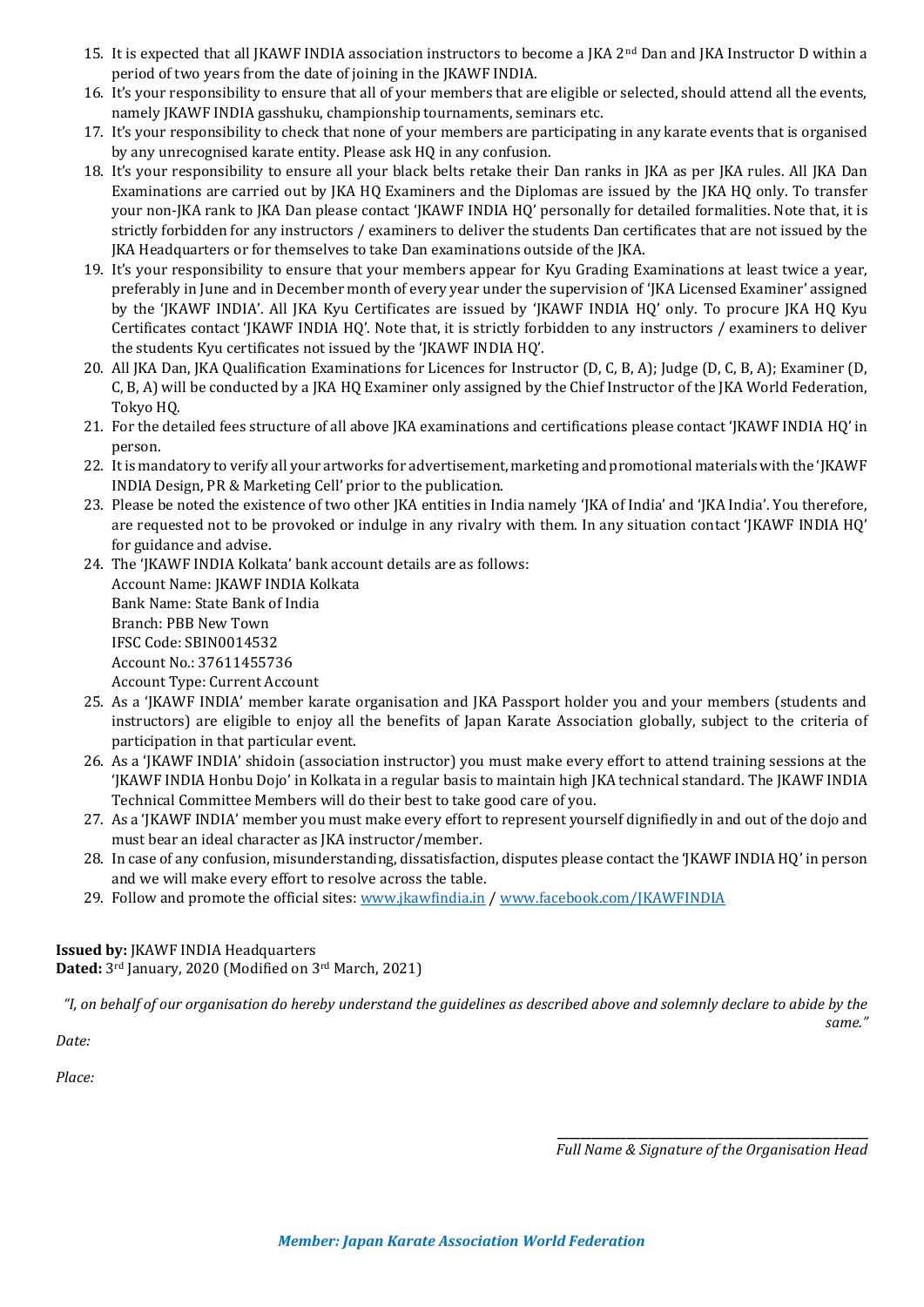15. It is expected that all JKAWF INDIA association instructors to become a JKA 2nd Dan and JKA Instructor D within a period of two years from the date of joining in the JKAWF INDIA.
16. It's your responsibility to ensure that all of your members that are eligible or selected, should attend all the events, namely JKAWF INDIA gasshuku, championship tournaments, seminars etc.
17. It's your responsibility to check that none of your members are participating in any karate events that is organised by any unrecognised karate entity. Please ask HQ in any confusion.
18. It's your responsibility to ensure all your black belts retake their Dan ranks in JKA as per JKA rules. All JKA Dan Examinations are carried out by JKA HQ Examiners and the Diplomas are issued by the JKA HQ only. To transfer your non-JKA rank to JKA Dan please contact 'JKAWF INDIA HQ' personally for detailed formalities. Note that, it is strictly forbidden for any instructors / examiners to deliver the students Dan certificates that are not issued by the JKA Headquarters or for themselves to take Dan examinations outside of the JKA.
19. It's your responsibility to ensure that your members appear for Kyu Grading Examinations at least twice a year, preferably in June and in December month of every year under the supervision of 'JKA Licensed Examiner' assigned by the 'JKAWF INDIA'. All JKA Kyu Certificates are issued by 'JKAWF INDIA HQ' only. To procure JKA HQ Kyu Certificates contact 'JKAWF INDIA HQ'. Note that, it is strictly forbidden to any instructors / examiners to deliver the students Kyu certificates not issued by the 'JKAWF INDIA HQ'.
20. All JKA Dan, JKA Qualification Examinations for Licences for Instructor (D, C, B, A); Judge (D, C, B, A); Examiner (D, C, B, A) will be conducted by a JKA HQ Examiner only assigned by the Chief Instructor of the JKA World Federation, Tokyo HQ.
21. For the detailed fees structure of all above JKA examinations and certifications please contact 'JKAWF INDIA HQ' in person.
22. It is mandatory to verify all your artworks for advertisement, marketing and promotional materials with the 'JKAWF INDIA Design, PR & Marketing Cell' prior to the publication.
23. Please be noted the existence of two other JKA entities in India namely 'JKA of India' and 'JKA India'. You therefore, are requested not to be provoked or indulge in any rivalry with them. In any situation contact 'JKAWF INDIA HQ' for guidance and advise.
24. The 'JKAWF INDIA Kolkata' bank account details are as follows:
    Account Name: JKAWF INDIA Kolkata
    Bank Name: State Bank of India
    Branch: PBB New Town
    IFSC Code: SBIN0014532
    Account No.: 37611455736
    Account Type: Current Account
25. As a 'JKAWF INDIA' member karate organisation and JKA Passport holder you and your members (students and instructors) are eligible to enjoy all the benefits of Japan Karate Association globally, subject to the criteria of participation in that particular event.
26. As a 'JKAWF INDIA' shidoin (association instructor) you must make every effort to attend training sessions at the 'JKAWF INDIA Honbu Dojo' in Kolkata in a regular basis to maintain high JKA technical standard. The JKAWF INDIA Technical Committee Members will do their best to take good care of you.
27. As a 'JKAWF INDIA' member you must make every effort to represent yourself dignifiedly in and out of the dojo and must bear an ideal character as JKA instructor/member.
28. In case of any confusion, misunderstanding, dissatisfaction, disputes please contact the 'JKAWF INDIA HQ' in person and we will make every effort to resolve across the table.
29. Follow and promote the official sites: [www.jkawfindia.in](http://www.jkawfindia.in) / [www.facebook.com/JKAWFINDIA](http://www.facebook.com/JKAWFINDIA)

**Issued by:** JKAWF INDIA Headquarters
**Dated:** 3rd January, 2020 (Modified on 3rd March, 2021)

*"I, on behalf of our organisation do hereby understand the guidelines as described above and solemnly declare to abide by the same."*

*Date:*

*Place:*

\_\_\_\_\_\_\_\_\_\_\_\_\_\_\_\_\_\_\_\_\_\_\_\_\_\_\_\_\_\_\_\_\_\_\_\_\_\_\_\_

*Full Name & Signature of the Organisation Head*

***Member: Japan Karate Association World Federation***